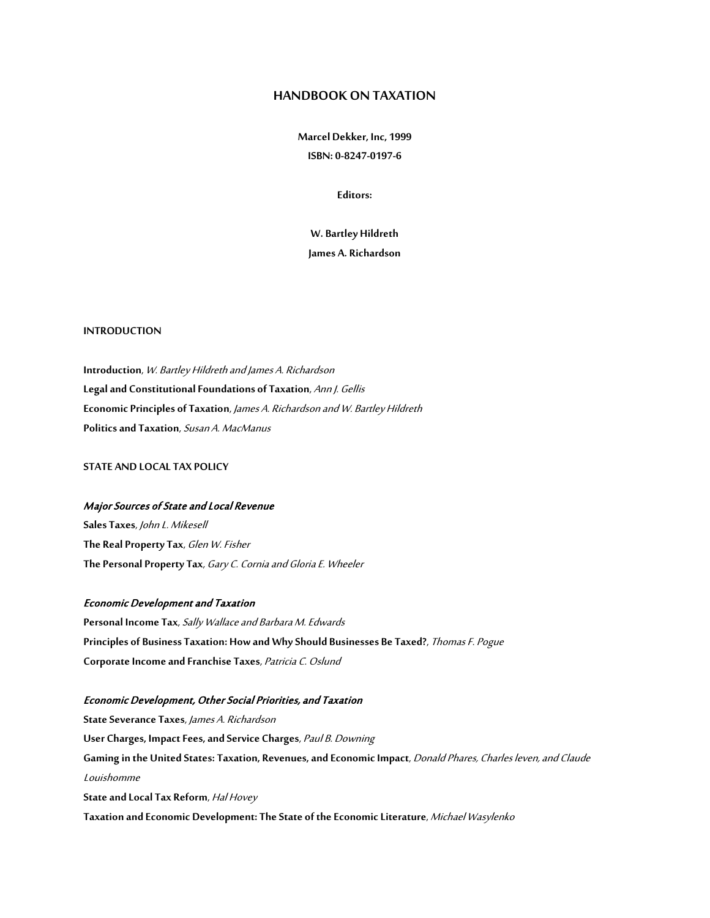# HANDBOOK ON TAXATION

**Marcel Dekker, Inc, 1999**

**ISBN: 0-8247-0197-6**

**Editors:**

**W. Bartley Hildreth**

**James A. Richardson**

## INTRODUCTION

**Introduction**, *W. Bartley Hildreth and James A. Richardson*

**Legal and Constitutional Foundations of Taxation**, *Ann J. Gellis*

**Economic Principles of Taxation**, *James A. Richardson and W. Bartley Hildreth*

**Politics and Taxation**, *Susan A. MacManus*

## STATE AND LOCAL TAX POLICY

### *Major Sources of State and Local Revenue*

**Sales Taxes**, *John L. Mikesell*

**The Real Property Tax**, *Glen W. Fisher*

**The Personal Property Tax**, *Gary C. Cornia and Gloria E. Wheeler*

### *Economic Development and Taxation*

**Personal Income Tax**, *Sally Wallace and Barbara M. Edwards*

**Principles of Business Taxation: How and Why Should Businesses Be Taxed?**, *Thomas F. Pogue*

**Corporate Income and Franchise Taxes**, *Patricia C. Oslund*

### *Economic Development, Other Social Priorities, and Taxation*

**State Severance Taxes**, *James A. Richardson*

**User Charges, Impact Fees, and Service Charges**, *Paul B. Downing*

**Gaming in the United States: Taxation, Revenues, and Economic Impact**, *Donald Phares, Charles leven, and Claude Louishomme*

**State and Local Tax Reform**, *Hal Hovey*

**Taxation and Economic Development: The State of the Economic Literature**, *Michael Wasylenko*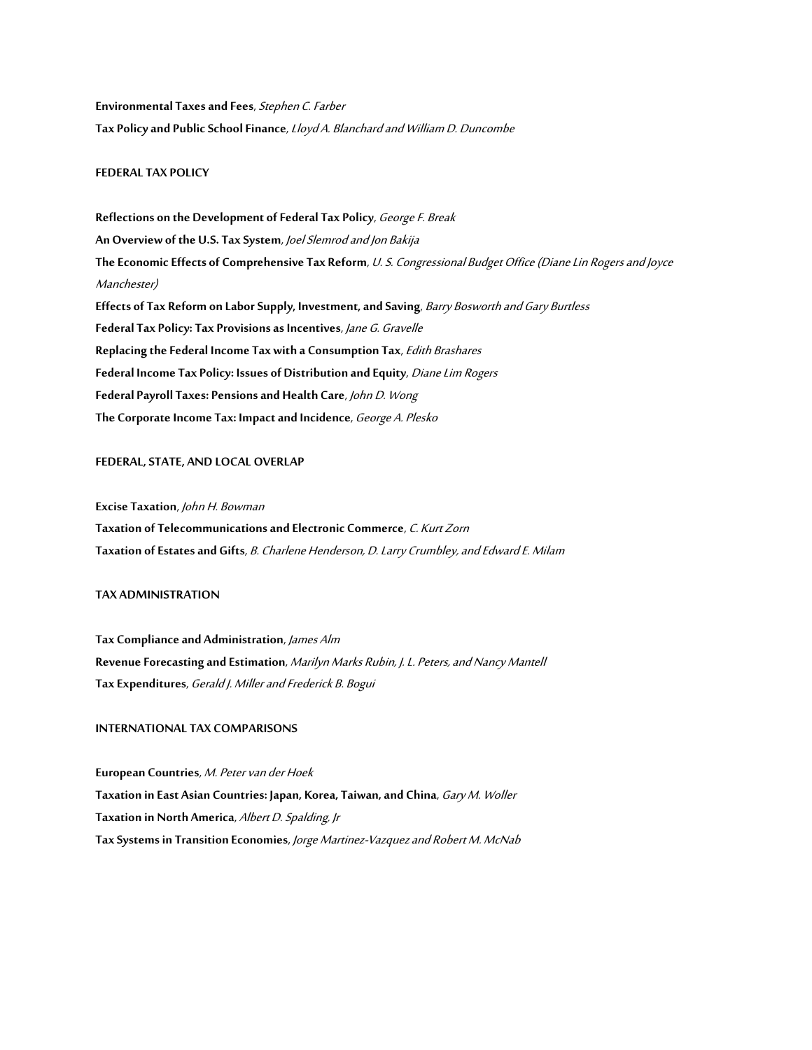**Environmental Taxes and Fees**, *Stephen C. Farber*

**Tax Policy and Public School Finance**, *Lloyd A. Blanchard and William D. Duncombe*

## FEDERAL TAX POLICY

**Reflections on the Development of Federal Tax Policy**, *George F. Break*

**An Overview of the U.S. Tax System**, *Joel Slemrod and Jon Bakija*

**The Economic Effects of Comprehensive Tax Reform**, *U. S. Congressional Budget Office (Diane Lin Rogers and Joyce Manchester)*

**Effects of Tax Reform on Labor Supply, Investment, and Saving**, *Barry Bosworth and Gary Burtless*

**Federal Tax Policy: Tax Provisions as Incentives**, *Jane G. Gravelle*

**Replacing the Federal Income Tax with a Consumption Tax**, *Edith Brashares*

**Federal Income Tax Policy: Issues of Distribution and Equity**, *Diane Lim Rogers*

**Federal Payroll Taxes: Pensions and Health Care**, *John D. Wong*

**The Corporate Income Tax: Impact and Incidence**, *George A. Plesko*

## FEDERAL, STATE, AND LOCAL OVERLAP

**Excise Taxation**, *John H. Bowman*

**Taxation of Telecommunications and Electronic Commerce**, *C. Kurt Zorn*

**Taxation of Estates and Gifts**, *B. Charlene Henderson, D. Larry Crumbley, and Edward E. Milam*

## TAX ADMINISTRATION

**Tax Compliance and Administration**, *James Alm*

**Revenue Forecasting and Estimation**, *Marilyn Marks Rubin, J. L. Peters, and Nancy Mantell*

**Tax Expenditures**, *Gerald J. Miller and Frederick B. Bogui*

## INTERNATIONAL TAX COMPARISONS

**European Countries**, *M. Peter van der Hoek*

**Taxation in East Asian Countries: Japan, Korea, Taiwan, and China**, *Gary M. Woller*

**Taxation in North America**, *Albert D. Spalding, Jr*

**Tax Systems in Transition Economies**, *Jorge Martinez-Vazquez and Robert M. McNab*